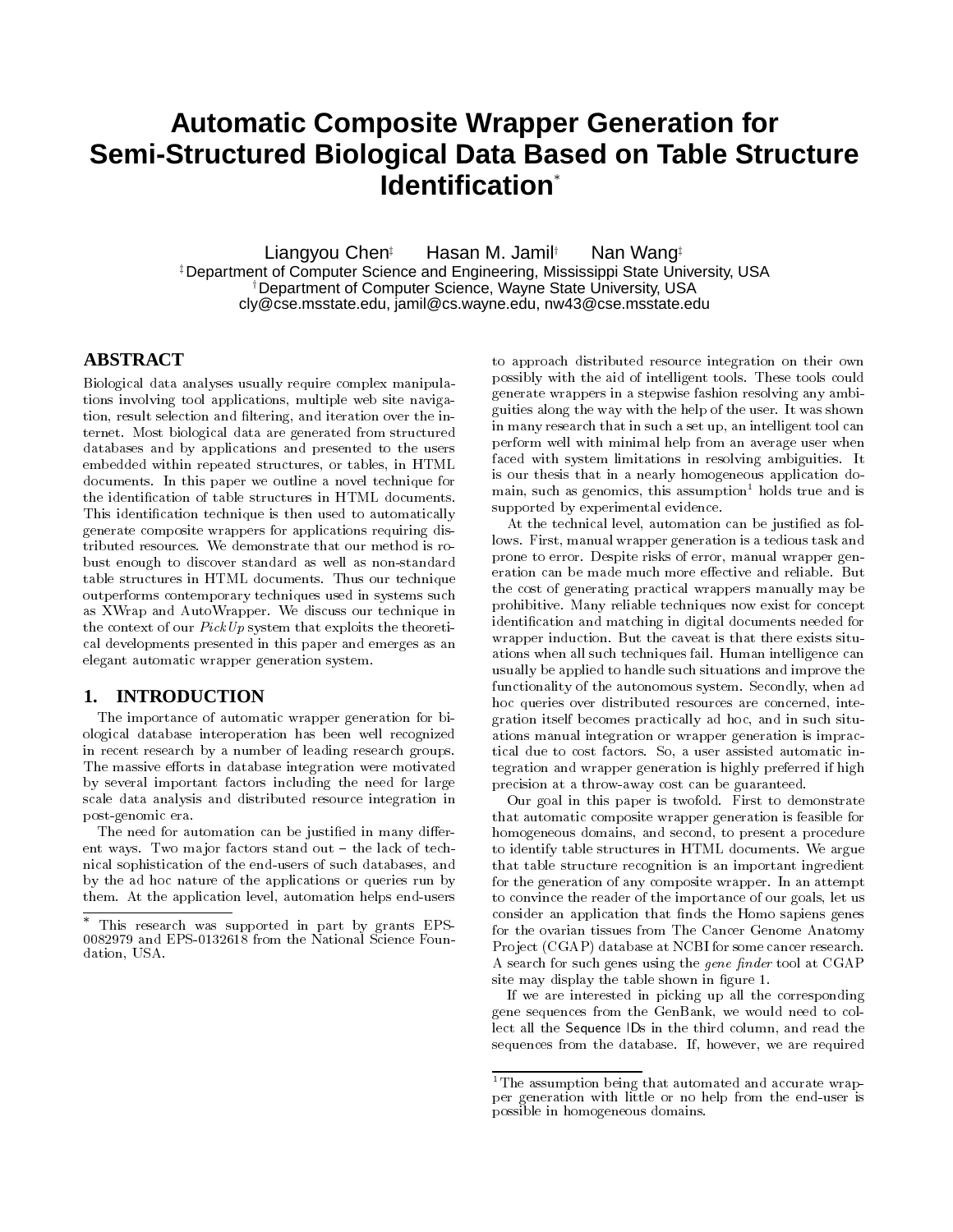# Automatic Composite Wrapper Generation for Semi-Structured Biological Data Based on Table Structure Identification*

Liangyou Chen[‡] Hasan M. Jamil[†] Nan Wang[‡]

[‡] Department of Computer Science and Engineering, Mississippi State University, USA
[†] Department of Computer Science, Wayne State University, USA
cly@cse.msstate.edu, jamil@cs.wayne.edu, nw43@cse.msstate.edu

## ABSTRACT

Biological data analyses usually require complex manipulations involving tool applications, multiple web site navigation, result selection and filtering, and iteration over the internet. Most biological data are generated from structured databases and by applications and presented to the users embedded within repeated structures, or tables, in HTML documents. In this paper we outline a novel technique for the identification of table structures in HTML documents. This identification technique is then used to automatically generate composite wrappers for applications requiring distributed resources. We demonstrate that our method is robust enough to discover standard as well as non-standard table structures in HTML documents. Thus our technique outperforms contemporary techniques used in systems such as XWrap and AutoWrapper. We discuss our technique in the context of our *PickUp* system that exploits the theoretical developments presented in this paper and emerges as an elegant automatic wrapper generation system.

## 1. INTRODUCTION

The importance of automatic wrapper generation for biological database interoperation has been well recognized in recent research by a number of leading research groups. The massive efforts in database integration were motivated by several important factors including the need for large scale data analysis and distributed resource integration in post-genomic era.

The need for automation can be justified in many different ways. Two major factors stand out – the lack of technical sophistication of the end-users of such databases, and by the ad hoc nature of the applications or queries run by them. At the application level, automation helps end-users to approach distributed resource integration on their own possibly with the aid of intelligent tools. These tools could generate wrappers in a stepwise fashion resolving any ambiguities along the way with the help of the user. It was shown in many research that in such a set up, an intelligent tool can perform well with minimal help from an average user when faced with system limitations in resolving ambiguities. It is our thesis that in a nearly homogeneous application domain, such as genomics, this assumption[1] holds true and is supported by experimental evidence.

At the technical level, automation can be justified as follows. First, manual wrapper generation is a tedious task and prone to error. Despite risks of error, manual wrapper generation can be made much more effective and reliable. But the cost of generating practical wrappers manually may be prohibitive. Many reliable techniques now exist for concept identification and matching in digital documents needed for wrapper induction. But the caveat is that there exists situations when all such techniques fail. Human intelligence can usually be applied to handle such situations and improve the functionality of the autonomous system. Secondly, when ad hoc queries over distributed resources are concerned, integration itself becomes practically ad hoc, and in such situations manual integration or wrapper generation is impractical due to cost factors. So, a user assisted automatic integration and wrapper generation is highly preferred if high precision at a throw-away cost can be guaranteed.

Our goal in this paper is twofold. First to demonstrate that automatic composite wrapper generation is feasible for homogeneous domains, and second, to present a procedure to identify table structures in HTML documents. We argue that table structure recognition is an important ingredient for the generation of any composite wrapper. In an attempt to convince the reader of the importance of our goals, let us consider an application that finds the Homo sapiens genes for the ovarian tissues from The Cancer Genome Anatomy Project (CGAP) database at NCBI for some cancer research. A search for such genes using the *gene finder* tool at CGAP site may display the table shown in figure 1.

If we are interested in picking up all the corresponding gene sequences from the GenBank, we would need to collect all the Sequence IDs in the third column, and read the sequences from the database. If, however, we are required

---

* This research was supported in part by grants EPS-0082979 and EPS-0132618 from the National Science Foundation, USA.

[1] The assumption being that automated and accurate wrapper generation with little or no help from the end-user is possible in homogeneous domains.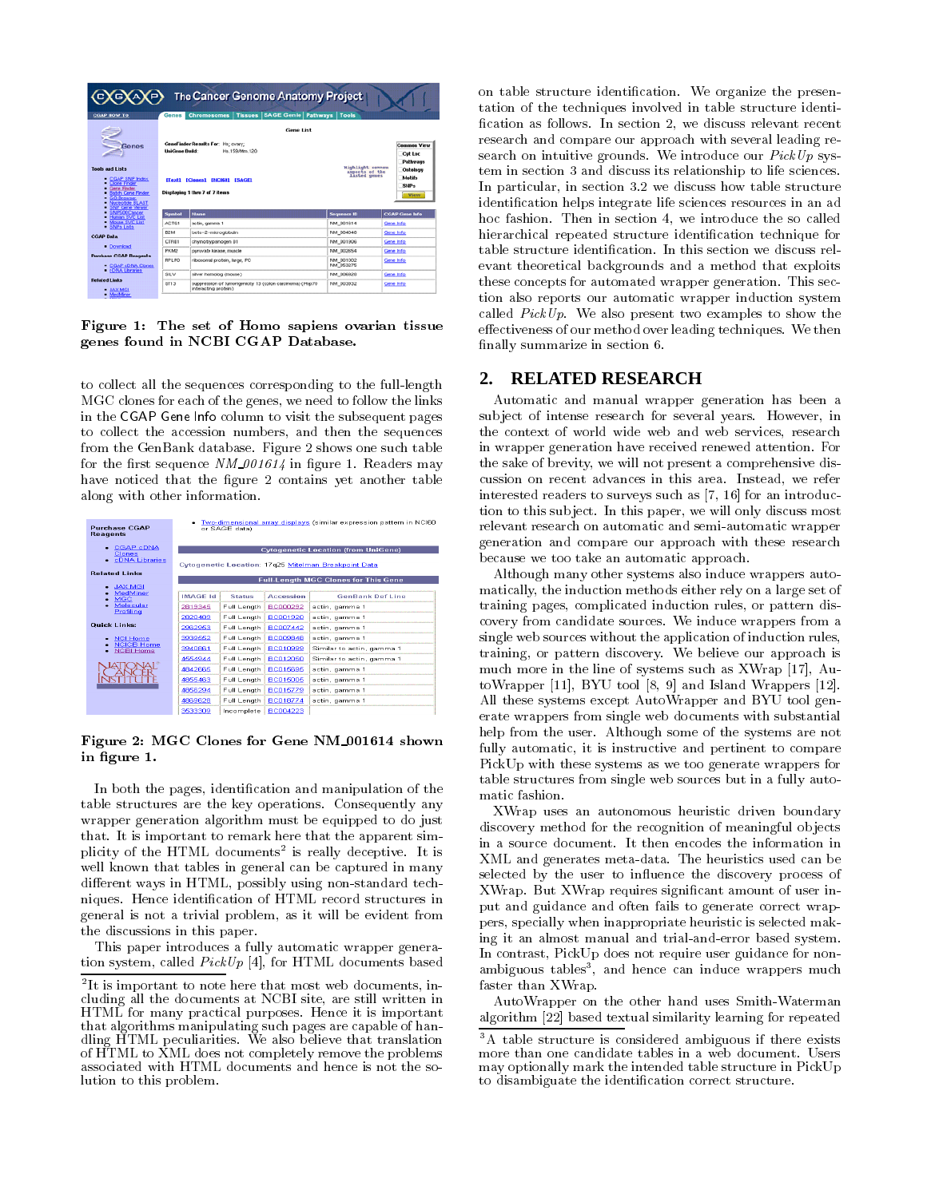Figure 1: The set of Homo sapiens ovarian tissue genes found in NCBI CGAP Database.

to collect all the sequences corresponding to the full-length MGC clones for each of the genes, we need to follow the links in the CGAP Gene Info column to visit the subsequent pages to collect the accession numbers, and then the sequences from the GenBank database. Figure 2 shows one such table for the first sequence *NM_001614* in figure 1. Readers may have noticed that the figure 2 contains yet another table along with other information.

Figure 2: MGC Clones for Gene NM_001614 shown in figure 1.

In both the pages, identification and manipulation of the table structures are the key operations. Consequently any wrapper generation algorithm must be equipped to do just that. It is important to remark here that the apparent simplicity of the HTML documents[2] is really deceptive. It is well known that tables in general can be captured in many different ways in HTML, possibly using non-standard techniques. Hence identification of HTML record structures in general is not a trivial problem, as it will be evident from the discussions in this paper.

This paper introduces a fully automatic wrapper generation system, called *PickUp* [4], for HTML documents based on table structure identification. We organize the presentation of the techniques involved in table structure identification as follows. In section 2, we discuss relevant recent research and compare our approach with several leading research on intuitive grounds. We introduce our *PickUp* system in section 3 and discuss its relationship to life sciences. In particular, in section 3.2 we discuss how table structure identification helps integrate life sciences resources in an ad hoc fashion. Then in section 4, we introduce the so called hierarchical repeated structure identification technique for table structure identification. In this section we discuss relevant theoretical backgrounds and a method that exploits these concepts for automated wrapper generation. This section also reports our automatic wrapper induction system called *PickUp*. We also present two examples to show the effectiveness of our method over leading techniques. We then finally summarize in section 6.

## 2. RELATED RESEARCH

Automatic and manual wrapper generation has been a subject of intense research for several years. However, in the context of world wide web and web services, research in wrapper generation have received renewed attention. For the sake of brevity, we will not present a comprehensive discussion on recent advances in this area. Instead, we refer interested readers to surveys such as [7, 16] for an introduction to this subject. In this paper, we will only discuss most relevant research on automatic and semi-automatic wrapper generation and compare our approach with these research because we too take an automatic approach.

Although many other systems also induce wrappers automatically, the induction methods either rely on a large set of training pages, complicated induction rules, or pattern discovery from candidate sources. We induce wrappers from a single web sources without the application of induction rules, training, or pattern discovery. We believe our approach is much more in the line of systems such as XWrap [17], AutoWrapper [11], BYU tool [8, 9] and Island Wrappers [12]. All these systems except AutoWrapper and BYU tool generate wrappers from single web documents with substantial help from the user. Although some of the systems are not fully automatic, it is instructive and pertinent to compare PickUp with these systems as we too generate wrappers for table structures from single web sources but in a fully automatic fashion.

XWrap uses an autonomous heuristic driven boundary discovery method for the recognition of meaningful objects in a source document. It then encodes the information in XML and generates meta-data. The heuristics used can be selected by the user to influence the discovery process of XWrap. But XWrap requires significant amount of user input and guidance and often fails to generate correct wrappers, specially when inappropriate heuristic is selected making it an almost manual and trial-and-error based system. In contrast, PickUp does not require user guidance for non-ambiguous tables[3], and hence can induce wrappers much faster than XWrap.

AutoWrapper on the other hand uses Smith-Waterman algorithm [22] based textual similarity learning for repeated

[2]It is important to note here that most web documents, including all the documents at NCBI site, are still written in HTML for many practical purposes. Hence it is important that algorithms manipulating such pages are capable of handling HTML peculiarities. We also believe that translation of HTML to XML does not completely remove the problems associated with HTML documents and hence is not the solution to this problem.

[3]A table structure is considered ambiguous if there exists more than one candidate tables in a web document. Users may optionally mark the intended table structure in PickUp to disambiguate the identification correct structure.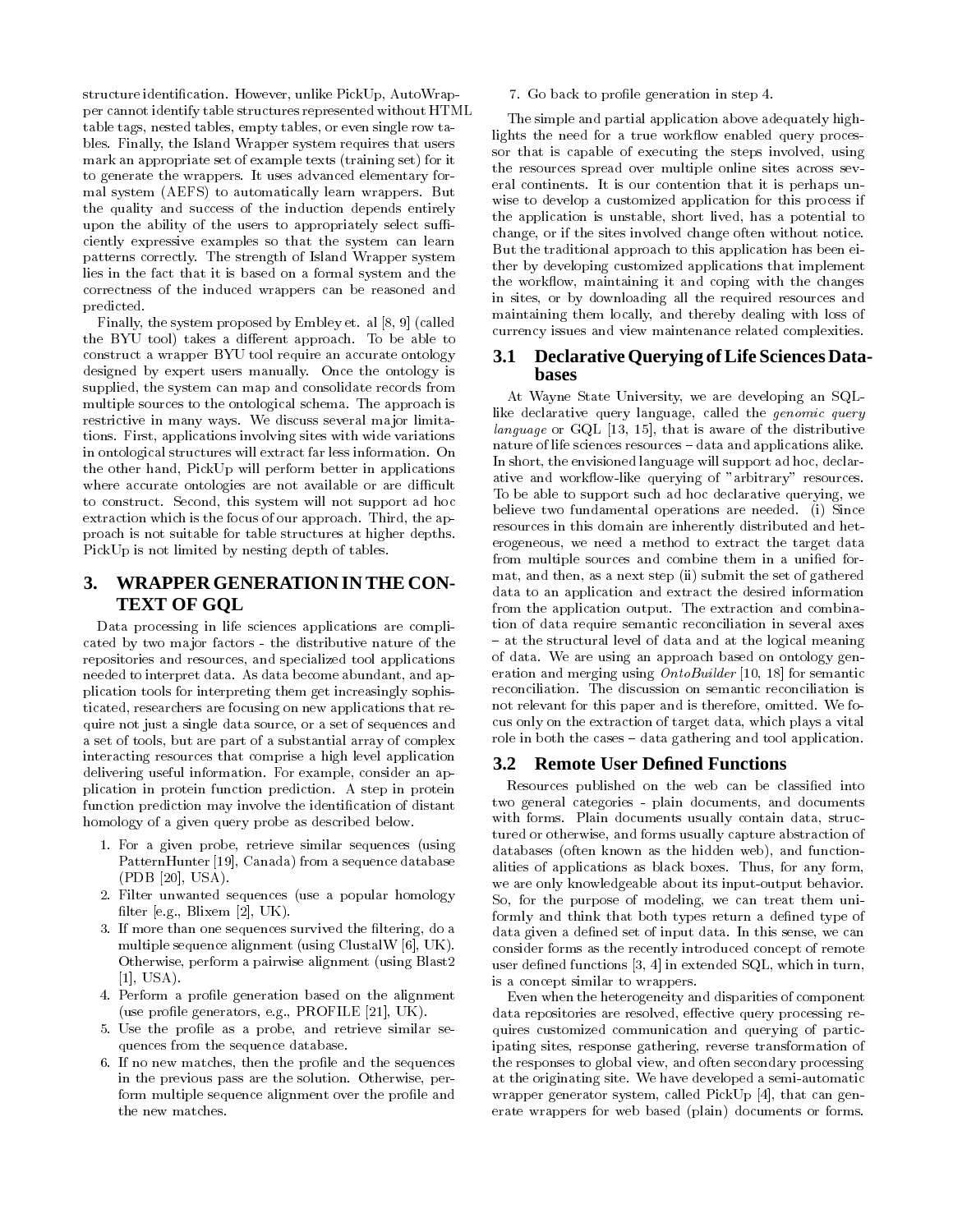structure identification. However, unlike PickUp, AutoWrapper cannot identify table structures represented without HTML table tags, nested tables, empty tables, or even single row tables. Finally, the Island Wrapper system requires that users mark an appropriate set of example texts (training set) for it to generate the wrappers. It uses advanced elementary formal system (AEFS) to automatically learn wrappers. But the quality and success of the induction depends entirely upon the ability of the users to appropriately select sufficiently expressive examples so that the system can learn patterns correctly. The strength of Island Wrapper system lies in the fact that it is based on a formal system and the correctness of the induced wrappers can be reasoned and predicted.

Finally, the system proposed by Embley et. al [8, 9] (called the BYU tool) takes a different approach. To be able to construct a wrapper BYU tool require an accurate ontology designed by expert users manually. Once the ontology is supplied, the system can map and consolidate records from multiple sources to the ontological schema. The approach is restrictive in many ways. We discuss several major limitations. First, applications involving sites with wide variations in ontological structures will extract far less information. On the other hand, PickUp will perform better in applications where accurate ontologies are not available or are difficult to construct. Second, this system will not support ad hoc extraction which is the focus of our approach. Third, the approach is not suitable for table structures at higher depths. PickUp is not limited by nesting depth of tables.

## 3. WRAPPER GENERATION IN THE CONTEXT OF GQL

Data processing in life sciences applications are complicated by two major factors - the distributive nature of the repositories and resources, and specialized tool applications needed to interpret data. As data become abundant, and application tools for interpreting them get increasingly sophisticated, researchers are focusing on new applications that require not just a single data source, or a set of sequences and a set of tools, but are part of a substantial array of complex interacting resources that comprise a high level application delivering useful information. For example, consider an application in protein function prediction. A step in protein function prediction may involve the identification of distant homology of a given query probe as described below.

1. For a given probe, retrieve similar sequences (using PatternHunter [19], Canada) from a sequence database (PDB [20], USA).
2. Filter unwanted sequences (use a popular homology filter [e.g., Blixem [2], UK).
3. If more than one sequences survived the filtering, do a multiple sequence alignment (using ClustalW [6], UK). Otherwise, perform a pairwise alignment (using Blast2 [1], USA).
4. Perform a profile generation based on the alignment (use profile generators, e.g., PROFILE [21], UK).
5. Use the profile as a probe, and retrieve similar sequences from the sequence database.
6. If no new matches, then the profile and the sequences in the previous pass are the solution. Otherwise, perform multiple sequence alignment over the profile and the new matches.
7. Go back to profile generation in step 4.

The simple and partial application above adequately highlights the need for a true workflow enabled query processor that is capable of executing the steps involved, using the resources spread over multiple online sites across several continents. It is our contention that it is perhaps unwise to develop a customized application for this process if the application is unstable, short lived, has a potential to change, or if the sites involved change often without notice. But the traditional approach to this application has been either by developing customized applications that implement the workflow, maintaining it and coping with the changes in sites, or by downloading all the required resources and maintaining them locally, and thereby dealing with loss of currency issues and view maintenance related complexities.

### 3.1 Declarative Querying of Life Sciences Databases

At Wayne State University, we are developing an SQL-like declarative query language, called the *genomic query language* or GQL [13, 15], that is aware of the distributive nature of life sciences resources – data and applications alike. In short, the envisioned language will support ad hoc, declarative and workflow-like querying of "arbitrary" resources. To be able to support such ad hoc declarative querying, we believe two fundamental operations are needed. (i) Since resources in this domain are inherently distributed and heterogeneous, we need a method to extract the target data from multiple sources and combine them in a unified format, and then, as a next step (ii) submit the set of gathered data to an application and extract the desired information from the application output. The extraction and combination of data require semantic reconciliation in several axes – at the structural level of data and at the logical meaning of data. We are using an approach based on ontology generation and merging using *OntoBuilder* [10, 18] for semantic reconciliation. The discussion on semantic reconciliation is not relevant for this paper and is therefore, omitted. We focus only on the extraction of target data, which plays a vital role in both the cases – data gathering and tool application.

### 3.2 Remote User Defined Functions

Resources published on the web can be classified into two general categories - plain documents, and documents with forms. Plain documents usually contain data, structured or otherwise, and forms usually capture abstraction of databases (often known as the hidden web), and functionalities of applications as black boxes. Thus, for any form, we are only knowledgeable about its input-output behavior. So, for the purpose of modeling, we can treat them uniformly and think that both types return a defined type of data given a defined set of input data. In this sense, we can consider forms as the recently introduced concept of remote user defined functions [3, 4] in extended SQL, which in turn, is a concept similar to wrappers.

Even when the heterogeneity and disparities of component data repositories are resolved, effective query processing requires customized communication and querying of participating sites, response gathering, reverse transformation of the responses to global view, and often secondary processing at the originating site. We have developed a semi-automatic wrapper generator system, called PickUp [4], that can generate wrappers for web based (plain) documents or forms.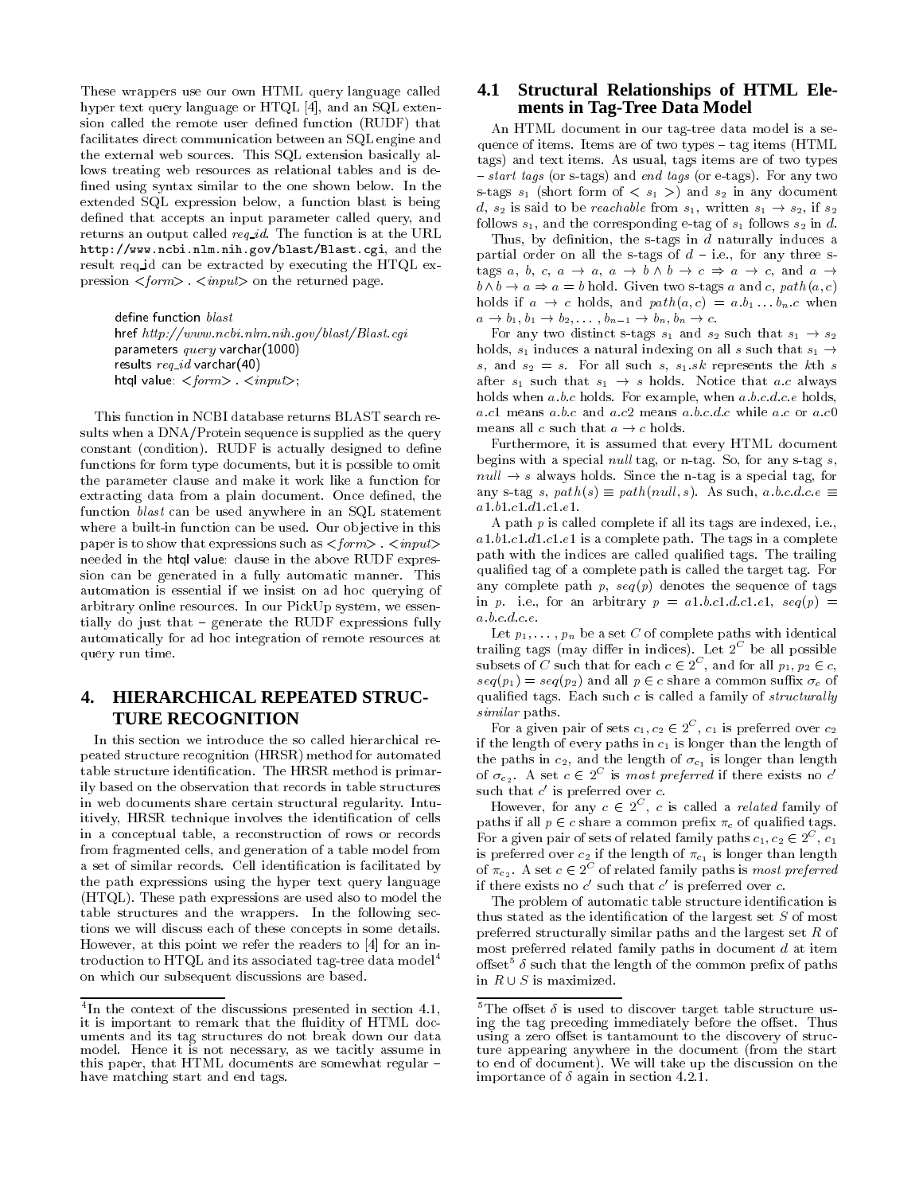These wrappers use our own HTML query language called hyper text query language or HTQL [4], and an SQL extension called the remote user defined function (RUDF) that facilitates direct communication between an SQL engine and the external web sources. This SQL extension basically allows treating web resources as relational tables and is defined using syntax similar to the one shown below. In the extended SQL expression below, a function blast is being defined that accepts an input parameter called query, and returns an output called *req_id*. The function is at the URL `http://www.ncbi.nlm.nih.gov/blast/Blast.cgi`, and the result req_id can be extracted by executing the HTQL expression *<form>* . *<input>* on the returned page.

```
define function blast
href http://www.ncbi.nlm.nih.gov/blast/Blast.cgi
parameters query varchar(1000)
results req_id varchar(40)
htql value: <form> . <input>;
```

This function in NCBI database returns BLAST search results when a DNA/Protein sequence is supplied as the query constant (condition). RUDF is actually designed to define functions for form type documents, but it is possible to omit the parameter clause and make it work like a function for extracting data from a plain document. Once defined, the function *blast* can be used anywhere in an SQL statement where a built-in function can be used. Our objective in this paper is to show that expressions such as *<form>* . *<input>* needed in the **htql value**: clause in the above RUDF expression can be generated in a fully automatic manner. This automation is essential if we insist on ad hoc querying of arbitrary online resources. In our PickUp system, we essentially do just that – generate the RUDF expressions fully automatically for ad hoc integration of remote resources at query run time.

# 4. HIERARCHICAL REPEATED STRUCTURE RECOGNITION

In this section we introduce the so called hierarchical repeated structure recognition (HRSR) method for automated table structure identification. The HRSR method is primarily based on the observation that records in table structures in web documents share certain structural regularity. Intuitively, HRSR technique involves the identification of cells in a conceptual table, a reconstruction of rows or records from fragmented cells, and generation of a table model from a set of similar records. Cell identification is facilitated by the path expressions using the hyper text query language (HTQL). These path expressions are used also to model the table structures and the wrappers. In the following sections we will discuss each of these concepts in some details. However, at this point we refer the readers to [4] for an introduction to HTQL and its associated tag-tree data model[4] on which our subsequent discussions are based.

[4]In the context of the discussions presented in section 4.1, it is important to remark that the fluidity of HTML documents and its tag structures do not break down our data model. Hence it is not necessary, as we tacitly assume in this paper, that HTML documents are somewhat regular – have matching start and end tags.

## 4.1 Structural Relationships of HTML Elements in Tag-Tree Data Model

An HTML document in our tag-tree data model is a sequence of items. Items are of two types – tag items (HTML tags) and text items. As usual, tags items are of two types – *start tags* (or s-tags) and *end tags* (or e-tags). For any two s-tags $s_1$ (short form of $< s_1 >$) and $s_2$ in any document $d$, $s_2$ is said to be *reachable* from $s_1$, written $s_1 \rightarrow s_2$, if $s_2$ follows $s_1$, and the corresponding e-tag of $s_1$ follows $s_2$ in $d$.

Thus, by definition, the s-tags in $d$ naturally induces a partial order on all the s-tags of $d$ – i.e., for any three s-tags $a$, $b$, $c$, $a \rightarrow a$, $a \rightarrow b \wedge b \rightarrow c \Rightarrow a \rightarrow c$, and $a \rightarrow b \wedge b \rightarrow a \Rightarrow a = b$ hold. Given two s-tags $a$ and $c$, $path(a,c)$ holds if $a \rightarrow c$ holds, and $path(a,c) = a.b_1 \ldots b_n.c$ when $a \rightarrow b_1, b_1 \rightarrow b_2, \ldots, b_{n-1} \rightarrow b_n, b_n \rightarrow c$.

For any two distinct s-tags $s_1$ and $s_2$ such that $s_1 \rightarrow s_2$ holds, $s_1$ induces a natural indexing on all $s$ such that $s_1 \rightarrow s$, and $s_2 = s$. For all such $s$, $s_1.sk$ represents the $k$th $s$ after $s_1$ such that $s_1 \rightarrow s$ holds. Notice that $a.c$ always holds when $a.b.c$ holds. For example, when $a.b.c.d.c.e$ holds, $a.c1$ means $a.b.c$ and $a.c2$ means $a.b.c.d.c$ while $a.c$ or $a.c0$ means all $c$ such that $a \rightarrow c$ holds.

Furthermore, it is assumed that every HTML document begins with a special *null* tag, or n-tag. So, for any s-tag $s$, $null \rightarrow s$ always holds. Since the n-tag is a special tag, for any s-tag $s$, $path(s) \equiv path(null, s)$. As such, $a.b.c.d.c.e \equiv a1.b1.c1.d1.c1.e1$.

A path $p$ is called complete if all its tags are indexed, i.e., $a1.b1.c1.d1.c1.e1$ is a complete path. The tags in a complete path with the indices are called qualified tags. The trailing qualified tag of a complete path is called the target tag. For any complete path $p$, $seq(p)$ denotes the sequence of tags in $p$. i.e., for an arbitrary $p = a1.b.c1.d.c1.e1$, $seq(p) = a.b.c.d.c.e$.

Let $p_1, \ldots, p_n$ be a set $C$ of complete paths with identical trailing tags (may differ in indices). Let $2^C$ be all possible subsets of $C$ such that for each $c \in 2^C$, and for all $p_1, p_2 \in c$, $seq(p_1) = seq(p_2)$ and all $p \in c$ share a common suffix $\sigma_c$ of qualified tags. Each such $c$ is called a family of *structurally similar* paths.

For a given pair of sets $c_1, c_2 \in 2^C$, $c_1$ is preferred over $c_2$ if the length of every paths in $c_1$ is longer than the length of the paths in $c_2$, and the length of $\sigma_{c_1}$ is longer than length of $\sigma_{c_2}$. A set $c \in 2^C$ is *most preferred* if there exists no $c'$ such that $c'$ is preferred over $c$.

However, for any $c \in 2^C$, $c$ is called a *related* family of paths if all $p \in c$ share a common prefix $\pi_c$ of qualified tags. For a given pair of sets of related family paths $c_1, c_2 \in 2^C$, $c_1$ is preferred over $c_2$ if the length of $\pi_{c_1}$ is longer than length of $\pi_{c_2}$. A set $c \in 2^C$ of related family paths is *most preferred* if there exists no $c'$ such that $c'$ is preferred over $c$.

The problem of automatic table structure identification is thus stated as the identification of the largest set $S$ of most preferred structurally similar paths and the largest set $R$ of most preferred related family paths in document $d$ at item offset[5] $\delta$ such that the length of the common prefix of paths in $R \cup S$ is maximized.

[5]The offset $\delta$ is used to discover target table structure using the tag preceding immediately before the offset. Thus using a zero offset is tantamount to the discovery of structure appearing anywhere in the document (from the start to end of document). We will take up the discussion on the importance of $\delta$ again in section 4.2.1.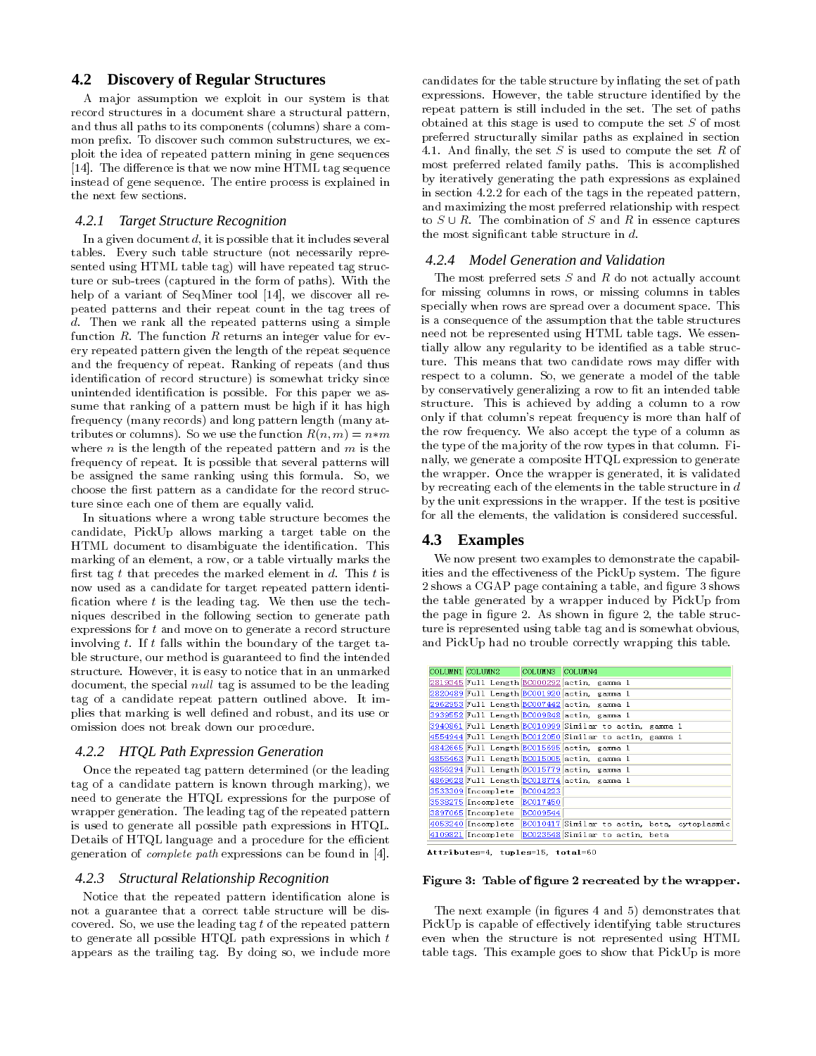## 4.2 Discovery of Regular Structures

A major assumption we exploit in our system is that record structures in a document share a structural pattern, and thus all paths to its components (columns) share a common prefix. To discover such common substructures, we exploit the idea of repeated pattern mining in gene sequences [14]. The difference is that we now mine HTML tag sequence instead of gene sequence. The entire process is explained in the next few sections.

### 4.2.1 Target Structure Recognition

In a given document $d$, it is possible that it includes several tables. Every such table structure (not necessarily represented using HTML table tag) will have repeated tag structure or sub-trees (captured in the form of paths). With the help of a variant of SeqMiner tool [14], we discover all repeated patterns and their repeat count in the tag trees of $d$. Then we rank all the repeated patterns using a simple function $R$. The function $R$ returns an integer value for every repeated pattern given the length of the repeat sequence and the frequency of repeat. Ranking of repeats (and thus identification of record structure) is somewhat tricky since unintended identification is possible. For this paper we assume that ranking of a pattern must be high if it has high frequency (many records) and long pattern length (many attributes or columns). So we use the function $R(n, m) = n * m$ where $n$ is the length of the repeated pattern and $m$ is the frequency of repeat. It is possible that several patterns will be assigned the same ranking using this formula. So, we choose the first pattern as a candidate for the record structure since each one of them are equally valid.

In situations where a wrong table structure becomes the candidate, PickUp allows marking a target table on the HTML document to disambiguate the identification. This marking of an element, a row, or a table virtually marks the first tag $t$ that precedes the marked element in $d$. This $t$ is now used as a candidate for target repeated pattern identification where $t$ is the leading tag. We then use the techniques described in the following section to generate path expressions for $t$ and move on to generate a record structure involving $t$. If $t$ falls within the boundary of the target table structure, our method is guaranteed to find the intended structure. However, it is easy to notice that in an unmarked document, the special *null* tag is assumed to be the leading tag of a candidate repeat pattern outlined above. It implies that marking is well defined and robust, and its use or omission does not break down our procedure.

### 4.2.2 HTQL Path Expression Generation

Once the repeated tag pattern determined (or the leading tag of a candidate pattern is known through marking), we need to generate the HTQL expressions for the purpose of wrapper generation. The leading tag of the repeated pattern is used to generate all possible path expressions in HTQL. Details of HTQL language and a procedure for the efficient generation of *complete path* expressions can be found in [4].

### 4.2.3 Structural Relationship Recognition

Notice that the repeated pattern identification alone is not a guarantee that a correct table structure will be discovered. So, we use the leading tag $t$ of the repeated pattern to generate all possible HTQL path expressions in which $t$ appears as the trailing tag. By doing so, we include more candidates for the table structure by inflating the set of path expressions. However, the table structure identified by the repeat pattern is still included in the set. The set of paths obtained at this stage is used to compute the set $S$ of most preferred structurally similar paths as explained in section 4.1. And finally, the set $S$ is used to compute the set $R$ of most preferred related family paths. This is accomplished by iteratively generating the path expressions as explained in section 4.2.2 for each of the tags in the repeated pattern, and maximizing the most preferred relationship with respect to $S \cup R$. The combination of $S$ and $R$ in essence captures the most significant table structure in $d$.

### 4.2.4 Model Generation and Validation

The most preferred sets $S$ and $R$ do not actually account for missing columns in rows, or missing columns in tables specially when rows are spread over a document space. This is a consequence of the assumption that the table structures need not be represented using HTML table tags. We essentially allow any regularity to be identified as a table structure. This means that two candidate rows may differ with respect to a column. So, we generate a model of the table by conservatively generalizing a row to fit an intended table structure. This is achieved by adding a column to a row only if that column's repeat frequency is more than half of the row frequency. We also accept the type of a column as the type of the majority of the row types in that column. Finally, we generate a composite HTQL expression to generate the wrapper. Once the wrapper is generated, it is validated by recreating each of the elements in the table structure in $d$ by the unit expressions in the wrapper. If the test is positive for all the elements, the validation is considered successful.

## 4.3 Examples

We now present two examples to demonstrate the capabilities and the effectiveness of the PickUp system. The figure 2 shows a CGAP page containing a table, and figure 3 shows the table generated by a wrapper induced by PickUp from the page in figure 2. As shown in figure 2, the table structure is represented using table tag and is somewhat obvious, and PickUp had no trouble correctly wrapping this table.

| COLUMN1 | COLUMN2 | COLUMN3 | COLUMN4 |
|---|---|---|---|
| 2819345 | Full Length | BC000292 | actin, gamma 1 |
| 2820489 | Full Length | BC001920 | actin, gamma 1 |
| 2962953 | Full Length | BC007442 | actin, gamma 1 |
| 3939552 | Full Length | BC009848 | actin, gamma 1 |
| 3940861 | Full Length | BC010999 | Similar to actin, gamma 1 |
| 4554944 | Full Length | BC012050 | Similar to actin, gamma 1 |
| 4842665 | Full Length | BC015695 | actin, gamma 1 |
| 4855463 | Full Length | BC015005 | actin, gamma 1 |
| 4856294 | Full Length | BC015779 | actin, gamma 1 |
| 4869628 | Full Length | BC018774 | actin, gamma 1 |
| 3533309 | Incomplete | BC004223 | |
| 3538275 | Incomplete | BC017450 | |
| 3897065 | Incomplete | BC009544 | |
| 4053240 | Incomplete | BC010417 | Similar to actin, beta, cytoplasmic |
| 4109821 | Incomplete | BC023548 | Similar to actin, beta |

**Attributes**=4, **tuples**=15, **total**=60

**Figure 3: Table of figure 2 recreated by the wrapper.**

The next example (in figures 4 and 5) demonstrates that PickUp is capable of effectively identifying table structures even when the structure is not represented using HTML table tags. This example goes to show that PickUp is more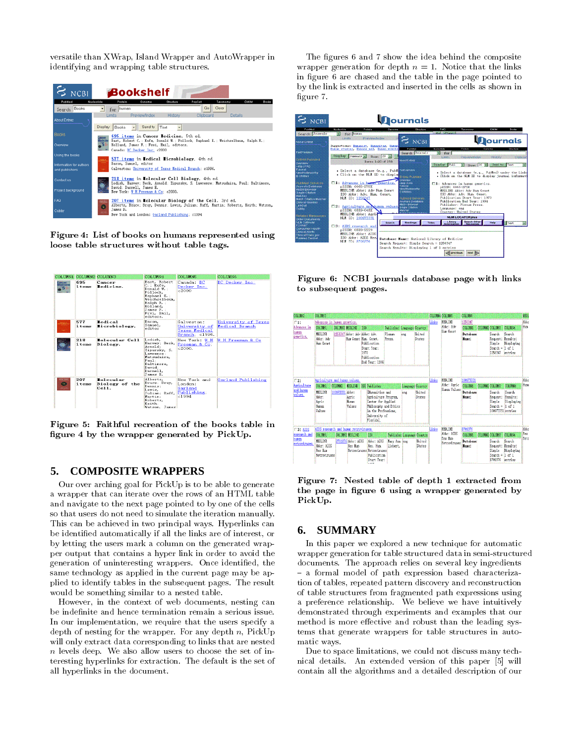versatile than XWrap, Island Wrapper and AutoWrapper in identifying and wrapping table structures.

**Figure 4: List of books on humans represented using loose table structures without table tags.**

**Figure 5: Faithful recreation of the books table in figure 4 by the wrapper generated by PickUp.**

## 5. COMPOSITE WRAPPERS

Our over arching goal for PickUp is to be able to generate a wrapper that can iterate over the rows of an HTML table and navigate to the next page pointed to by one of the cells so that users do not need to simulate the iteration manually. This can be achieved in two principal ways. Hyperlinks can be identified automatically if all the links are of interest, or by letting the users mark a column on the generated wrapper output that contains a hyper link in order to avoid the generation of uninteresting wrappers. Once identified, the same technology as applied in the current page may be applied to identify tables in the subsequent pages. The result would be something similar to a nested table.

However, in the context of web documents, nesting can be indefinite and hence termination remain a serious issue. In our implementation, we require that the users specify a depth of nesting for the wrapper. For any depth $n$, PickUp will only extract data corresponding to links that are nested $n$ levels deep. We also allow users to choose the set of interesting hyperlinks for extraction. The default is the set of all hyperlinks in the document.

The figures 6 and 7 show the idea behind the composite wrapper generation for depth $n = 1$. Notice that the links in figure 6 are chased and the table in the page pointed to by the link is extracted and inserted in the cells as shown in figure 7.

**Figure 6: NCBI journals database page with links to subsequent pages.**

**Figure 7: Nested table of depth 1 extracted from the page in figure 6 using a wrapper generated by PickUp.**

## 6. SUMMARY

In this paper we explored a new technique for automatic wrapper generation for table structured data in semi-structured documents. The approach relies on several key ingredients – a formal model of path expression based characterization of tables, repeated pattern discovery and reconstruction of table structures from fragmented path expressions using a preference relationship. We believe we have intuitively demonstrated through experiments and examples that our method is more effective and robust than the leading systems that generate wrappers for table structures in automatic ways.

Due to space limitations, we could not discuss many technical details. An extended version of this paper [5] will contain all the algorithms and a detailed description of our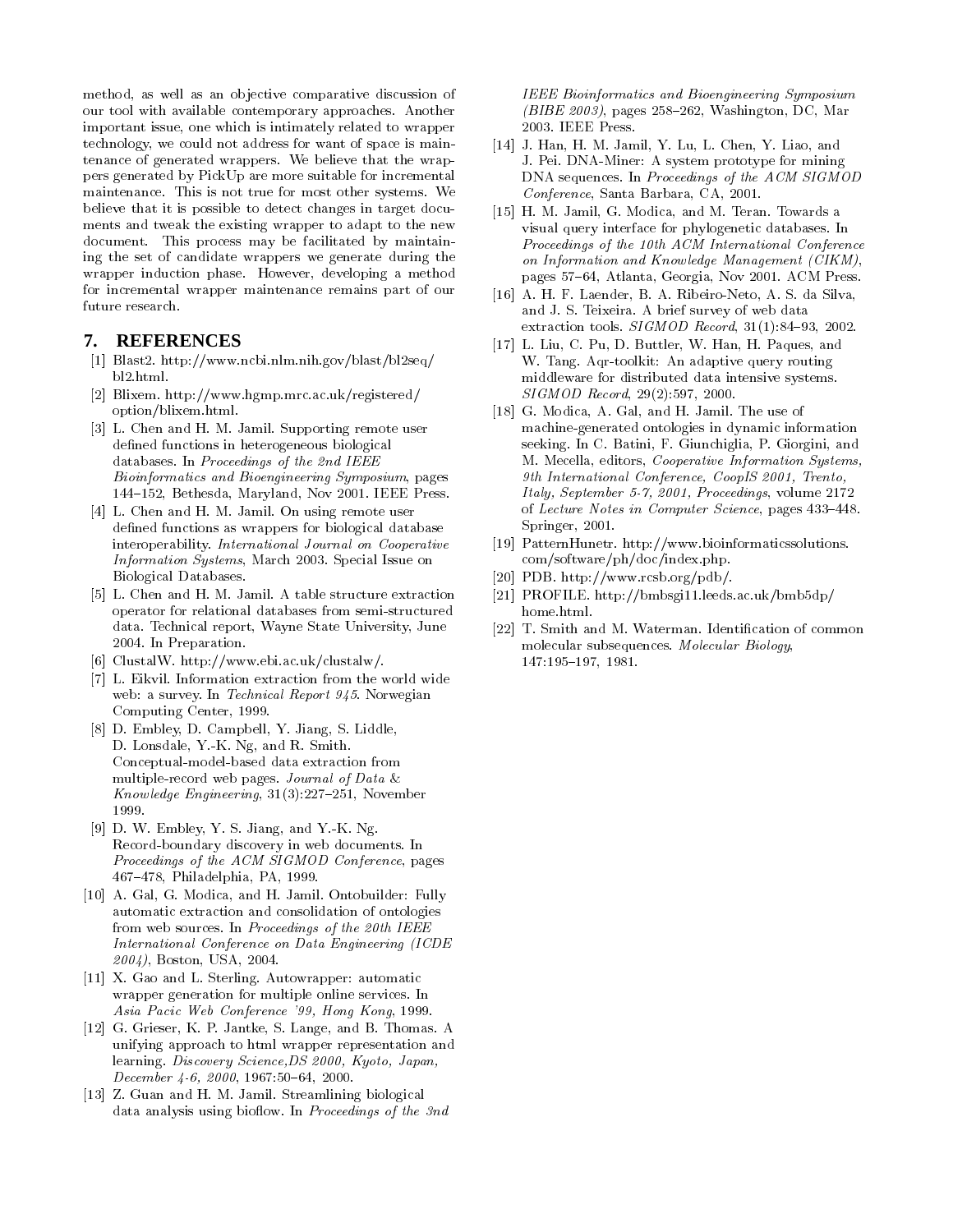method, as well as an objective comparative discussion of our tool with available contemporary approaches. Another important issue, one which is intimately related to wrapper technology, we could not address for want of space is maintenance of generated wrappers. We believe that the wrappers generated by PickUp are more suitable for incremental maintenance. This is not true for most other systems. We believe that it is possible to detect changes in target documents and tweak the existing wrapper to adapt to the new document. This process may be facilitated by maintaining the set of candidate wrappers we generate during the wrapper induction phase. However, developing a method for incremental wrapper maintenance remains part of our future research.

## 7. REFERENCES

[1] Blast2. http://www.ncbi.nlm.nih.gov/blast/bl2seq/bl2.html.

[2] Blixem. http://www.hgmp.mrc.ac.uk/registered/option/blixem.html.

[3] L. Chen and H. M. Jamil. Supporting remote user defined functions in heterogeneous biological databases. In *Proceedings of the 2nd IEEE Bioinformatics and Bioengineering Symposium*, pages 144–152, Bethesda, Maryland, Nov 2001. IEEE Press.

[4] L. Chen and H. M. Jamil. On using remote user defined functions as wrappers for biological database interoperability. *International Journal on Cooperative Information Systems*, March 2003. Special Issue on Biological Databases.

[5] L. Chen and H. M. Jamil. A table structure extraction operator for relational databases from semi-structured data. Technical report, Wayne State University, June 2004. In Preparation.

[6] ClustalW. http://www.ebi.ac.uk/clustalw/.

[7] L. Eikvil. Information extraction from the world wide web: a survey. In *Technical Report 945*. Norwegian Computing Center, 1999.

[8] D. Embley, D. Campbell, Y. Jiang, S. Liddle, D. Lonsdale, Y.-K. Ng, and R. Smith. Conceptual-model-based data extraction from multiple-record web pages. *Journal of Data & Knowledge Engineering*, 31(3):227–251, November 1999.

[9] D. W. Embley, Y. S. Jiang, and Y.-K. Ng. Record-boundary discovery in web documents. In *Proceedings of the ACM SIGMOD Conference*, pages 467–478, Philadelphia, PA, 1999.

[10] A. Gal, G. Modica, and H. Jamil. Ontobuilder: Fully automatic extraction and consolidation of ontologies from web sources. In *Proceedings of the 20th IEEE International Conference on Data Engineering (ICDE 2004)*, Boston, USA, 2004.

[11] X. Gao and L. Sterling. Autowrapper: automatic wrapper generation for multiple online services. In *Asia Pacic Web Conference '99, Hong Kong*, 1999.

[12] G. Grieser, K. P. Jantke, S. Lange, and B. Thomas. A unifying approach to html wrapper representation and learning. *Discovery Science,DS 2000, Kyoto, Japan, December 4-6, 2000*, 1967:50–64, 2000.

[13] Z. Guan and H. M. Jamil. Streamlining biological data analysis using bioflow. In *Proceedings of the 3nd IEEE Bioinformatics and Bioengineering Symposium (BIBE 2003)*, pages 258–262, Washington, DC, Mar 2003. IEEE Press.

[14] J. Han, H. M. Jamil, Y. Lu, L. Chen, Y. Liao, and J. Pei. DNA-Miner: A system prototype for mining DNA sequences. In *Proceedings of the ACM SIGMOD Conference*, Santa Barbara, CA, 2001.

[15] H. M. Jamil, G. Modica, and M. Teran. Towards a visual query interface for phylogenetic databases. In *Proceedings of the 10th ACM International Conference on Information and Knowledge Management (CIKM)*, pages 57–64, Atlanta, Georgia, Nov 2001. ACM Press.

[16] A. H. F. Laender, B. A. Ribeiro-Neto, A. S. da Silva, and J. S. Teixeira. A brief survey of web data extraction tools. *SIGMOD Record*, 31(1):84–93, 2002.

[17] L. Liu, C. Pu, D. Buttler, W. Han, H. Paques, and W. Tang. Aqr-toolkit: An adaptive query routing middleware for distributed data intensive systems. *SIGMOD Record*, 29(2):597, 2000.

[18] G. Modica, A. Gal, and H. Jamil. The use of machine-generated ontologies in dynamic information seeking. In C. Batini, F. Giunchiglia, P. Giorgini, and M. Mecella, editors, *Cooperative Information Systems, 9th International Conference, CoopIS 2001, Trento, Italy, September 5-7, 2001, Proceedings*, volume 2172 of *Lecture Notes in Computer Science*, pages 433–448. Springer, 2001.

[19] PatternHunetr. http://www.bioinformaticssolutions.com/software/ph/doc/index.php.

[20] PDB. http://www.rcsb.org/pdb/.

[21] PROFILE. http://bmbsgi11.leeds.ac.uk/bmb5dp/home.html.

[22] T. Smith and M. Waterman. Identification of common molecular subsequences. *Molecular Biology*, 147:195–197, 1981.